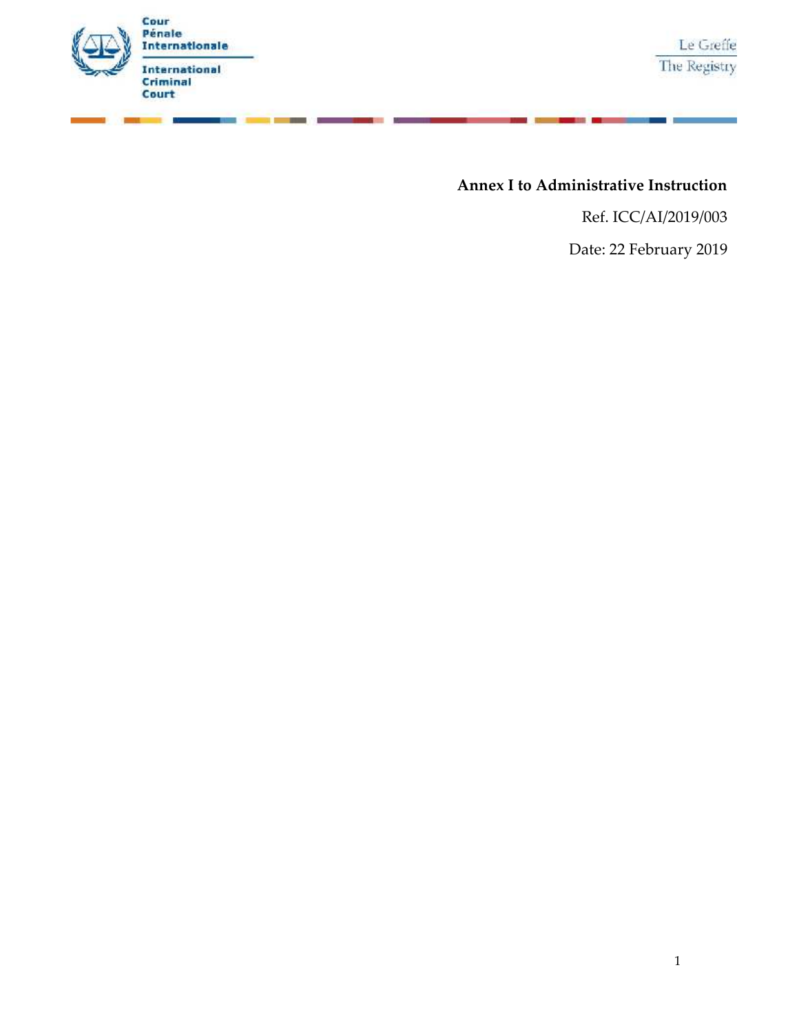Cour Pénale Internationale

International Criminal Court

Le Greffe

The Registry

**Annex I to Administrative Instruction**

Ref. ICC/AI/2019/003

Date: 22 February 2019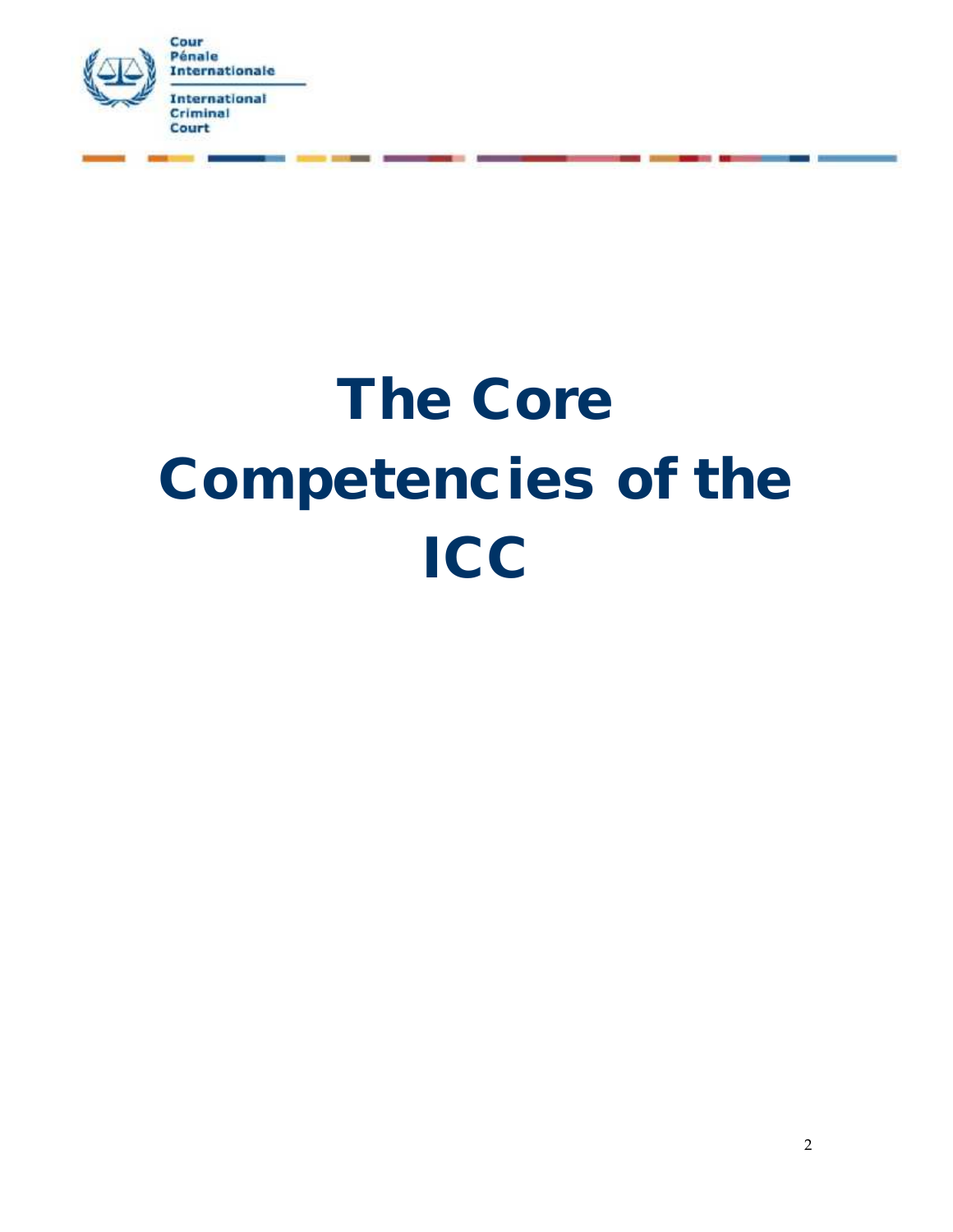Cour
Pénale
Internationale

International
Criminal
Court

# The Core Competencies of the ICC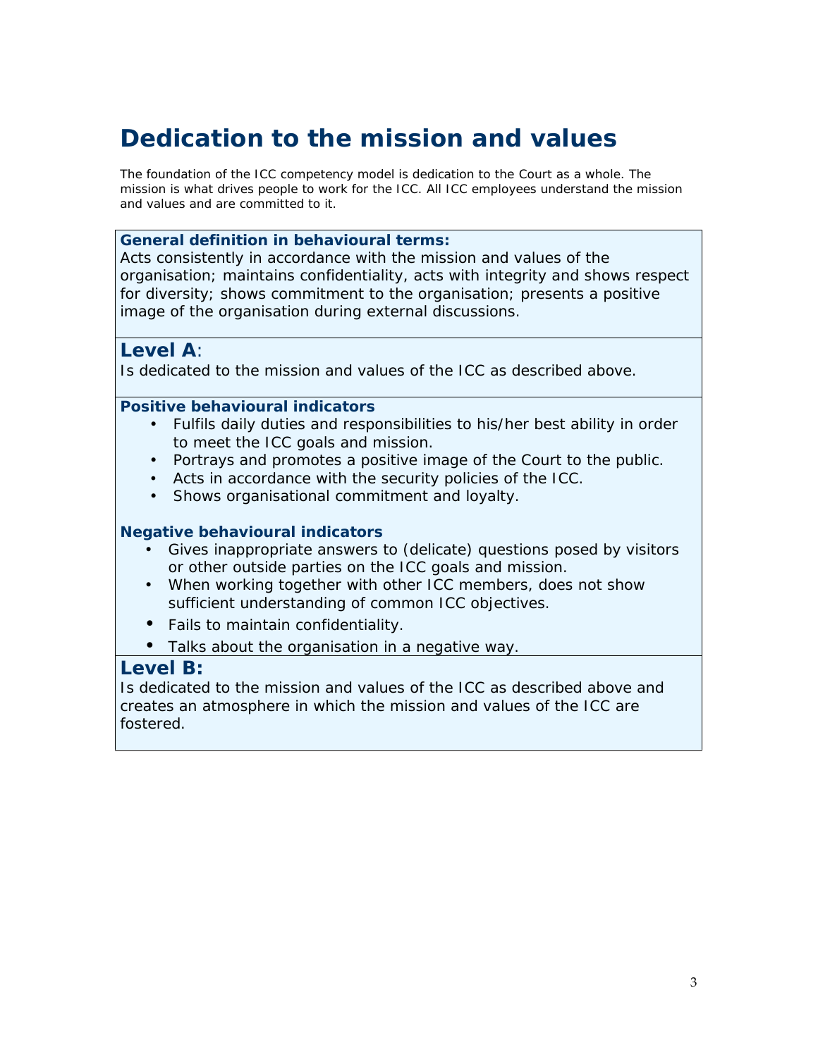# Dedication to the mission and values

The foundation of the ICC competency model is dedication to the Court as a whole. The mission is what drives people to work for the ICC. All ICC employees understand the mission and values and are committed to it.

**General definition in behavioural terms:**
Acts consistently in accordance with the mission and values of the organisation; maintains confidentiality, acts with integrity and shows respect for diversity; shows commitment to the organisation; presents a positive image of the organisation during external discussions.

## Level A:

Is dedicated to the mission and values of the ICC as described above.

**Positive behavioural indicators**

- Fulfils daily duties and responsibilities to his/her best ability in order to meet the ICC goals and mission.
- Portrays and promotes a positive image of the Court to the public.
- Acts in accordance with the security policies of the ICC.
- Shows organisational commitment and loyalty.

**Negative behavioural indicators**

- Gives inappropriate answers to (delicate) questions posed by visitors or other outside parties on the ICC goals and mission.
- When working together with other ICC members, does not show sufficient understanding of common ICC objectives.
- Fails to maintain confidentiality.
- Talks about the organisation in a negative way.

## Level B:

Is dedicated to the mission and values of the ICC as described above and creates an atmosphere in which the mission and values of the ICC are fostered.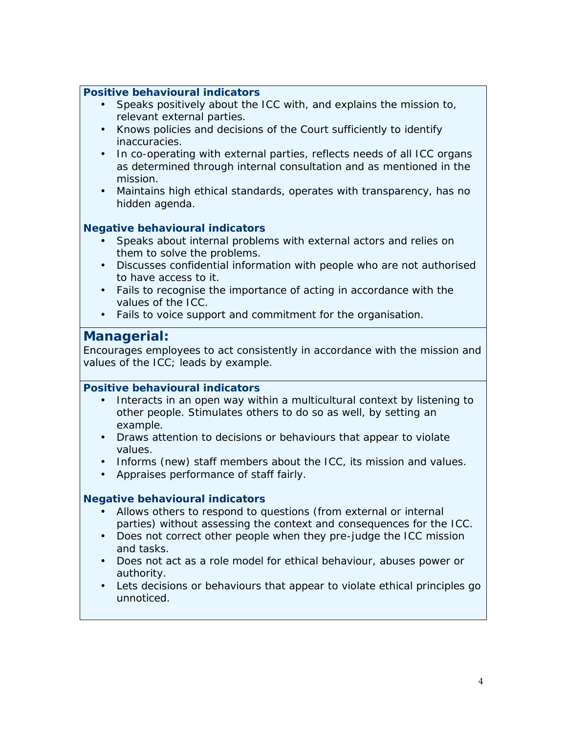**Positive behavioural indicators**

- Speaks positively about the ICC with, and explains the mission to, relevant external parties.
- Knows policies and decisions of the Court sufficiently to identify inaccuracies.
- In co-operating with external parties, reflects needs of all ICC organs as determined through internal consultation and as mentioned in the mission.
- Maintains high ethical standards, operates with transparency, has no hidden agenda.

**Negative behavioural indicators**

- Speaks about internal problems with external actors and relies on them to solve the problems.
- Discusses confidential information with people who are not authorised to have access to it.
- Fails to recognise the importance of acting in accordance with the values of the ICC.
- Fails to voice support and commitment for the organisation.

## Managerial:

Encourages employees to act consistently in accordance with the mission and values of the ICC; leads by example.

**Positive behavioural indicators**

- Interacts in an open way within a multicultural context by listening to other people. Stimulates others to do so as well, by setting an example.
- Draws attention to decisions or behaviours that appear to violate values.
- Informs (new) staff members about the ICC, its mission and values.
- Appraises performance of staff fairly.

**Negative behavioural indicators**

- Allows others to respond to questions (from external or internal parties) without assessing the context and consequences for the ICC.
- Does not correct other people when they pre-judge the ICC mission and tasks.
- Does not act as a role model for ethical behaviour, abuses power or authority.
- Lets decisions or behaviours that appear to violate ethical principles go unnoticed.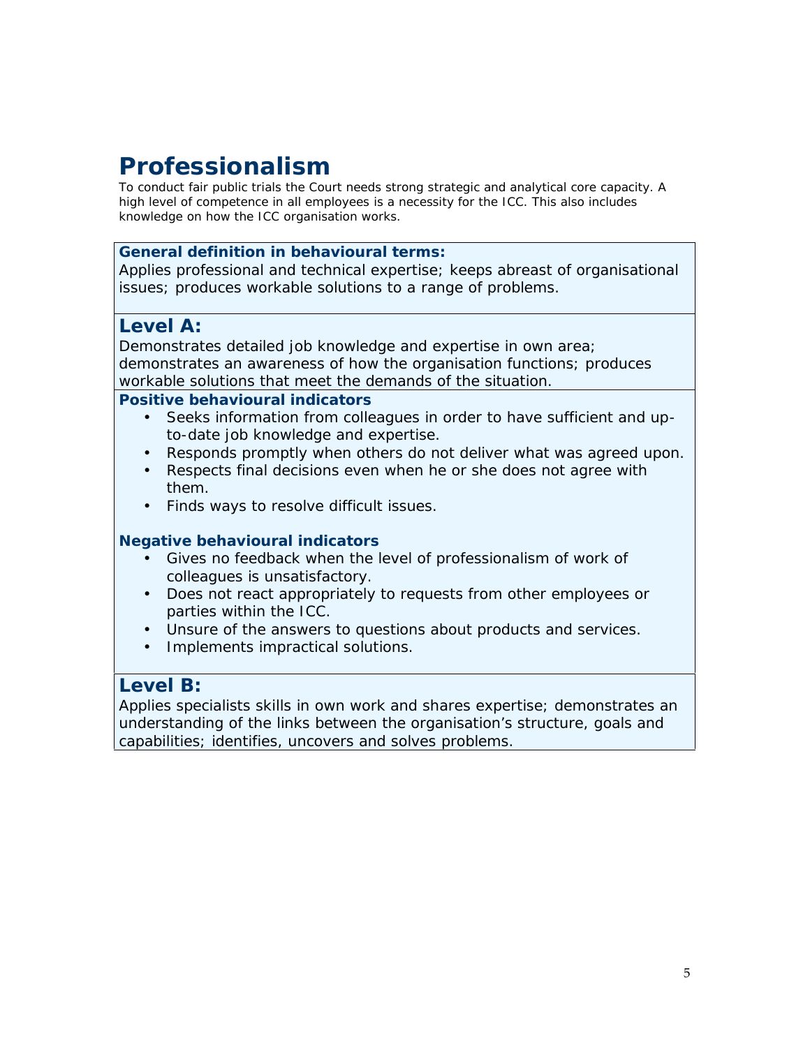# Professionalism

To conduct fair public trials the Court needs strong strategic and analytical core capacity. A high level of competence in all employees is a necessity for the ICC. This also includes knowledge on how the ICC organisation works.

**General definition in behavioural terms:**

Applies professional and technical expertise; keeps abreast of organisational issues; produces workable solutions to a range of problems.

## Level A:

Demonstrates detailed job knowledge and expertise in own area; demonstrates an awareness of how the organisation functions; produces workable solutions that meet the demands of the situation.

**Positive behavioural indicators**

- Seeks information from colleagues in order to have sufficient and up-to-date job knowledge and expertise.
- Responds promptly when others do not deliver what was agreed upon.
- Respects final decisions even when he or she does not agree with them.
- Finds ways to resolve difficult issues.

**Negative behavioural indicators**

- Gives no feedback when the level of professionalism of work of colleagues is unsatisfactory.
- Does not react appropriately to requests from other employees or parties within the ICC.
- Unsure of the answers to questions about products and services.
- Implements impractical solutions.

## Level B:

Applies specialists skills in own work and shares expertise; demonstrates an understanding of the links between the organisation's structure, goals and capabilities; identifies, uncovers and solves problems.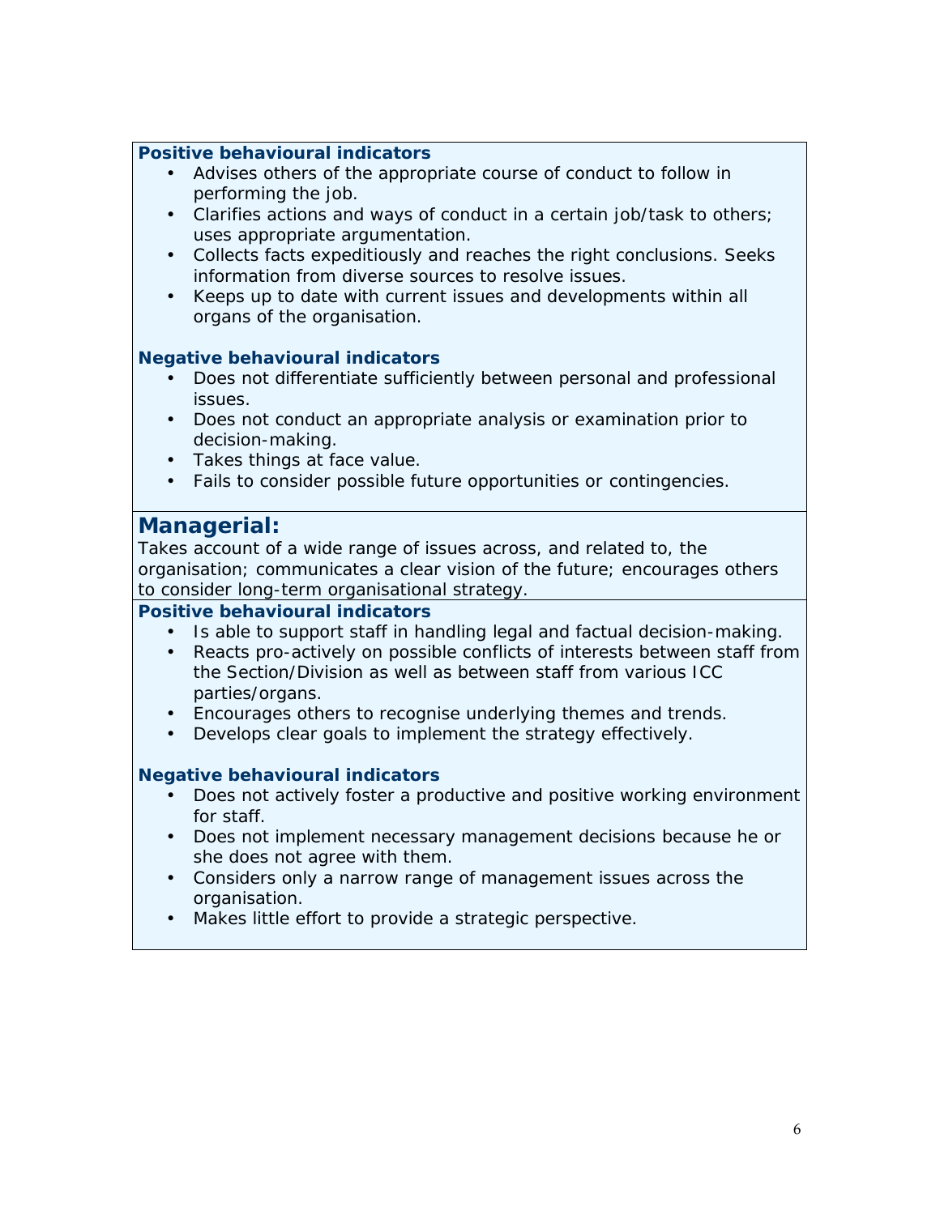**Positive behavioural indicators**

- Advises others of the appropriate course of conduct to follow in performing the job.
- Clarifies actions and ways of conduct in a certain job/task to others; uses appropriate argumentation.
- Collects facts expeditiously and reaches the right conclusions. Seeks information from diverse sources to resolve issues.
- Keeps up to date with current issues and developments within all organs of the organisation.

**Negative behavioural indicators**

- Does not differentiate sufficiently between personal and professional issues.
- Does not conduct an appropriate analysis or examination prior to decision-making.
- Takes things at face value.
- Fails to consider possible future opportunities or contingencies.

## Managerial:

Takes account of a wide range of issues across, and related to, the organisation; communicates a clear vision of the future; encourages others to consider long-term organisational strategy.

**Positive behavioural indicators**

- Is able to support staff in handling legal and factual decision-making.
- Reacts pro-actively on possible conflicts of interests between staff from the Section/Division as well as between staff from various ICC parties/organs.
- Encourages others to recognise underlying themes and trends.
- Develops clear goals to implement the strategy effectively.

**Negative behavioural indicators**

- Does not actively foster a productive and positive working environment for staff.
- Does not implement necessary management decisions because he or she does not agree with them.
- Considers only a narrow range of management issues across the organisation.
- Makes little effort to provide a strategic perspective.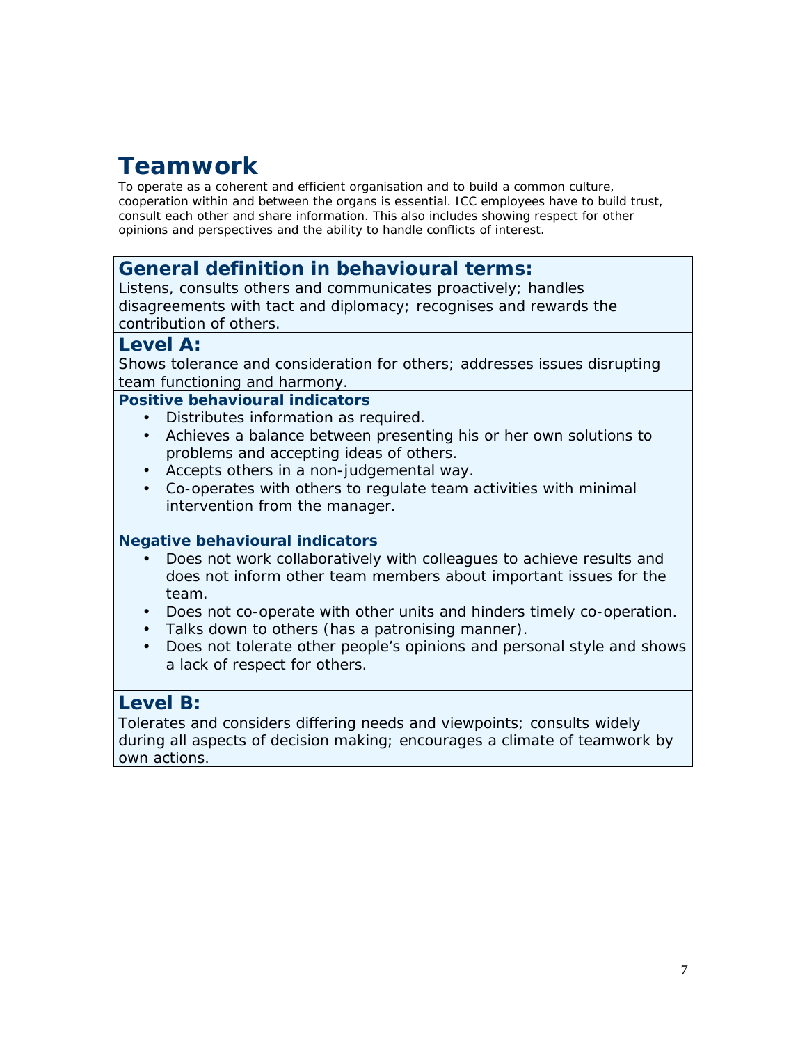# Teamwork

To operate as a coherent and efficient organisation and to build a common culture, cooperation within and between the organs is essential. ICC employees have to build trust, consult each other and share information. This also includes showing respect for other opinions and perspectives and the ability to handle conflicts of interest.

## General definition in behavioural terms:

Listens, consults others and communicates proactively; handles disagreements with tact and diplomacy; recognises and rewards the contribution of others.

## Level A:

Shows tolerance and consideration for others; addresses issues disrupting team functioning and harmony.

### Positive behavioural indicators

- Distributes information as required.
- Achieves a balance between presenting his or her own solutions to problems and accepting ideas of others.
- Accepts others in a non-judgemental way.
- Co-operates with others to regulate team activities with minimal intervention from the manager.

### Negative behavioural indicators

- Does not work collaboratively with colleagues to achieve results and does not inform other team members about important issues for the team.
- Does not co-operate with other units and hinders timely co-operation.
- Talks down to others (has a patronising manner).
- Does not tolerate other people's opinions and personal style and shows a lack of respect for others.

## Level B:

Tolerates and considers differing needs and viewpoints; consults widely during all aspects of decision making; encourages a climate of teamwork by own actions.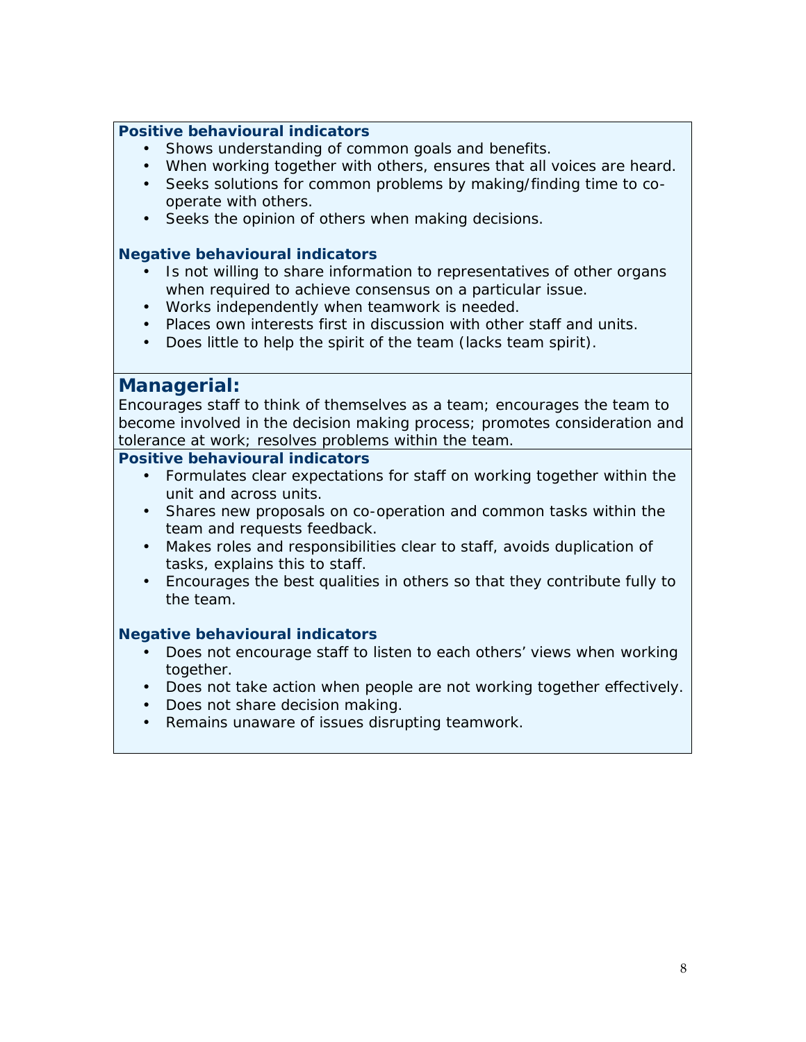**Positive behavioural indicators**

- Shows understanding of common goals and benefits.
- When working together with others, ensures that all voices are heard.
- Seeks solutions for common problems by making/finding time to co-operate with others.
- Seeks the opinion of others when making decisions.

**Negative behavioural indicators**

- Is not willing to share information to representatives of other organs when required to achieve consensus on a particular issue.
- Works independently when teamwork is needed.
- Places own interests first in discussion with other staff and units.
- Does little to help the spirit of the team (lacks team spirit).

## Managerial:

Encourages staff to think of themselves as a team; encourages the team to become involved in the decision making process; promotes consideration and tolerance at work; resolves problems within the team.

**Positive behavioural indicators**

- Formulates clear expectations for staff on working together within the unit and across units.
- Shares new proposals on co-operation and common tasks within the team and requests feedback.
- Makes roles and responsibilities clear to staff, avoids duplication of tasks, explains this to staff.
- Encourages the best qualities in others so that they contribute fully to the team.

**Negative behavioural indicators**

- Does not encourage staff to listen to each others' views when working together.
- Does not take action when people are not working together effectively.
- Does not share decision making.
- Remains unaware of issues disrupting teamwork.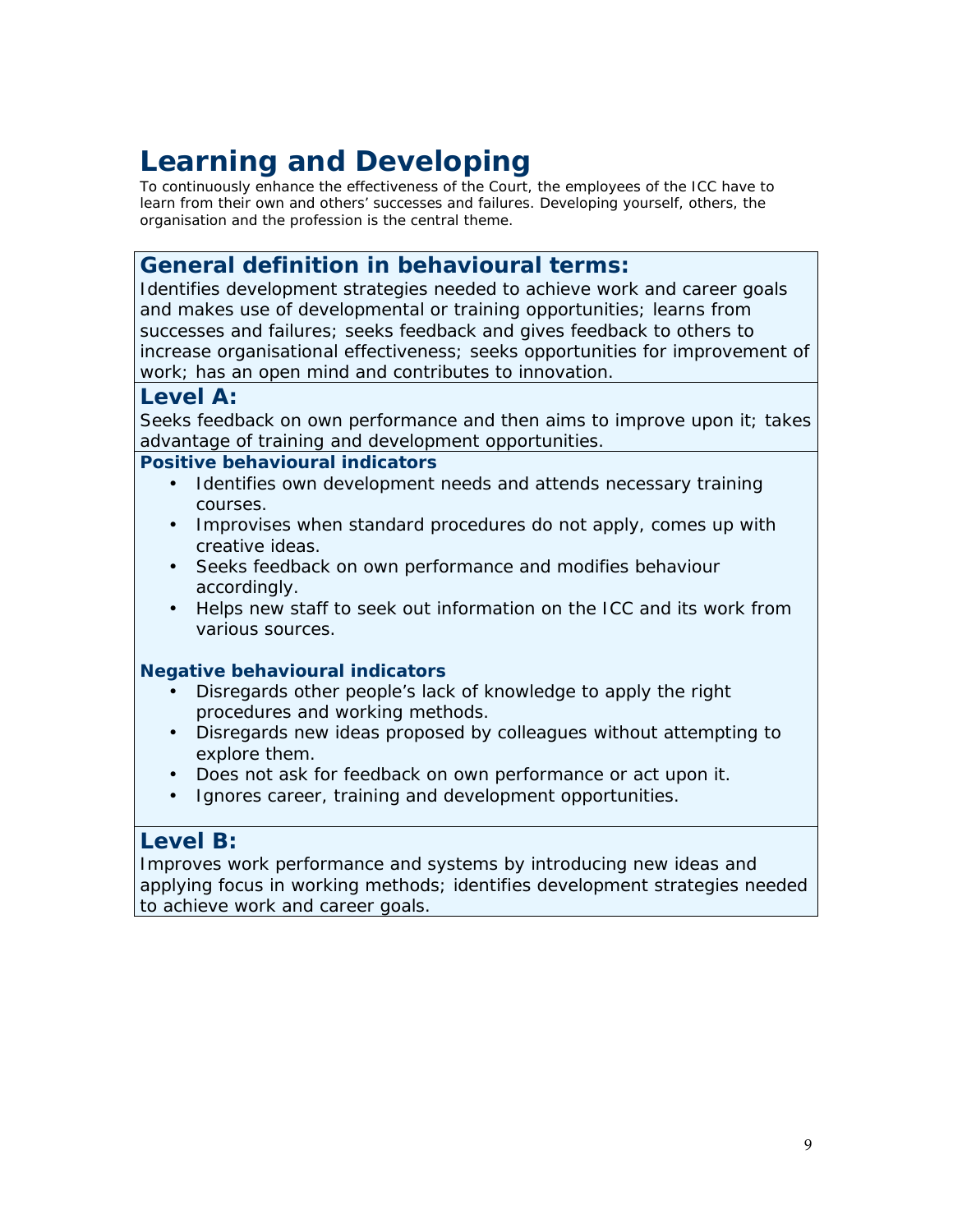# Learning and Developing

To continuously enhance the effectiveness of the Court, the employees of the ICC have to learn from their own and others' successes and failures. Developing yourself, others, the organisation and the profession is the central theme.

## General definition in behavioural terms:

Identifies development strategies needed to achieve work and career goals and makes use of developmental or training opportunities; learns from successes and failures; seeks feedback and gives feedback to others to increase organisational effectiveness; seeks opportunities for improvement of work; has an open mind and contributes to innovation.

## Level A:

Seeks feedback on own performance and then aims to improve upon it; takes advantage of training and development opportunities.

### Positive behavioural indicators

- Identifies own development needs and attends necessary training courses.
- Improvises when standard procedures do not apply, comes up with creative ideas.
- Seeks feedback on own performance and modifies behaviour accordingly.
- Helps new staff to seek out information on the ICC and its work from various sources.

### Negative behavioural indicators

- Disregards other people's lack of knowledge to apply the right procedures and working methods.
- Disregards new ideas proposed by colleagues without attempting to explore them.
- Does not ask for feedback on own performance or act upon it.
- Ignores career, training and development opportunities.

## Level B:

Improves work performance and systems by introducing new ideas and applying focus in working methods; identifies development strategies needed to achieve work and career goals.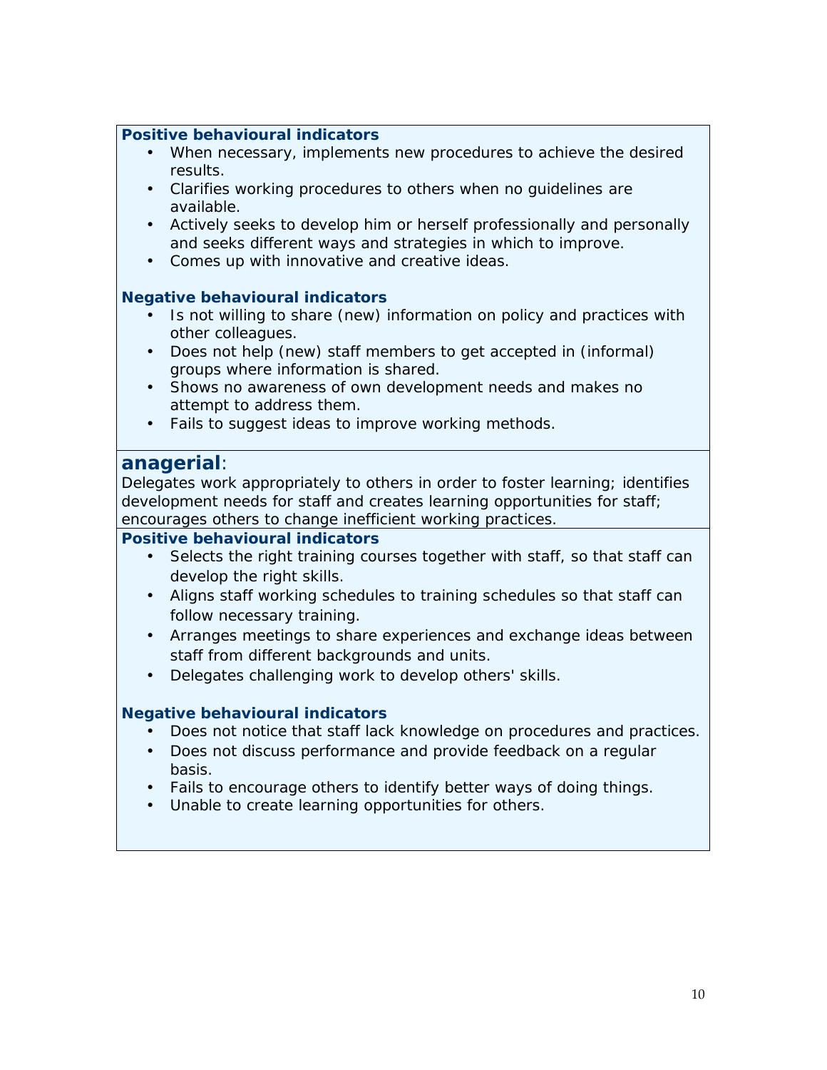**Positive behavioural indicators**

- When necessary, implements new procedures to achieve the desired results.
- Clarifies working procedures to others when no guidelines are available.
- Actively seeks to develop him or herself professionally and personally and seeks different ways and strategies in which to improve.
- Comes up with innovative and creative ideas.

**Negative behavioural indicators**

- Is not willing to share (new) information on policy and practices with other colleagues.
- Does not help (new) staff members to get accepted in (informal) groups where information is shared.
- Shows no awareness of own development needs and makes no attempt to address them.
- Fails to suggest ideas to improve working methods.

## anagerial:

Delegates work appropriately to others in order to foster learning; identifies development needs for staff and creates learning opportunities for staff; encourages others to change inefficient working practices.

**Positive behavioural indicators**

- Selects the right training courses together with staff, so that staff can develop the right skills.
- Aligns staff working schedules to training schedules so that staff can follow necessary training.
- Arranges meetings to share experiences and exchange ideas between staff from different backgrounds and units.
- Delegates challenging work to develop others' skills.

**Negative behavioural indicators**

- Does not notice that staff lack knowledge on procedures and practices.
- Does not discuss performance and provide feedback on a regular basis.
- Fails to encourage others to identify better ways of doing things.
- Unable to create learning opportunities for others.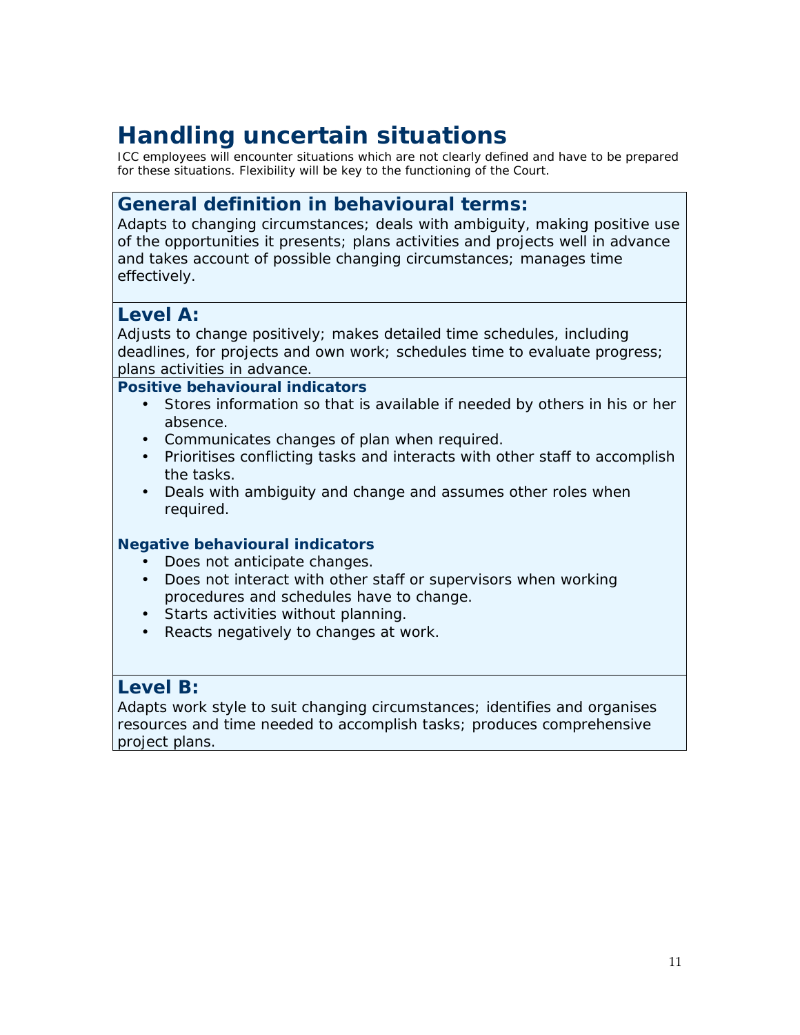# Handling uncertain situations

ICC employees will encounter situations which are not clearly defined and have to be prepared for these situations. Flexibility will be key to the functioning of the Court.

## General definition in behavioural terms:

Adapts to changing circumstances; deals with ambiguity, making positive use of the opportunities it presents; plans activities and projects well in advance and takes account of possible changing circumstances; manages time effectively.

## Level A:

Adjusts to change positively; makes detailed time schedules, including deadlines, for projects and own work; schedules time to evaluate progress; plans activities in advance.

### Positive behavioural indicators

- Stores information so that is available if needed by others in his or her absence.
- Communicates changes of plan when required.
- Prioritises conflicting tasks and interacts with other staff to accomplish the tasks.
- Deals with ambiguity and change and assumes other roles when required.

### Negative behavioural indicators

- Does not anticipate changes.
- Does not interact with other staff or supervisors when working procedures and schedules have to change.
- Starts activities without planning.
- Reacts negatively to changes at work.

## Level B:

Adapts work style to suit changing circumstances; identifies and organises resources and time needed to accomplish tasks; produces comprehensive project plans.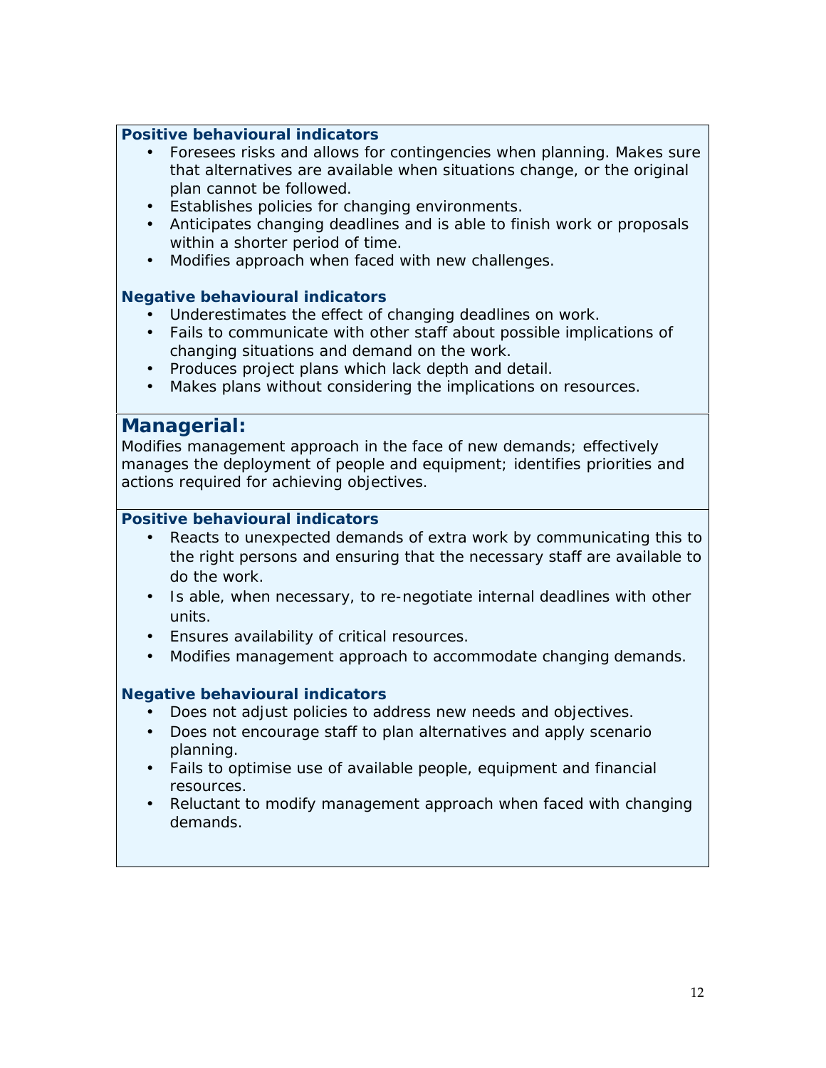**Positive behavioural indicators**

- Foresees risks and allows for contingencies when planning. Makes sure that alternatives are available when situations change, or the original plan cannot be followed.
- Establishes policies for changing environments.
- Anticipates changing deadlines and is able to finish work or proposals within a shorter period of time.
- Modifies approach when faced with new challenges.

**Negative behavioural indicators**

- Underestimates the effect of changing deadlines on work.
- Fails to communicate with other staff about possible implications of changing situations and demand on the work.
- Produces project plans which lack depth and detail.
- Makes plans without considering the implications on resources.

## Managerial:

Modifies management approach in the face of new demands; effectively manages the deployment of people and equipment; identifies priorities and actions required for achieving objectives.

**Positive behavioural indicators**

- Reacts to unexpected demands of extra work by communicating this to the right persons and ensuring that the necessary staff are available to do the work.
- Is able, when necessary, to re-negotiate internal deadlines with other units.
- Ensures availability of critical resources.
- Modifies management approach to accommodate changing demands.

**Negative behavioural indicators**

- Does not adjust policies to address new needs and objectives.
- Does not encourage staff to plan alternatives and apply scenario planning.
- Fails to optimise use of available people, equipment and financial resources.
- Reluctant to modify management approach when faced with changing demands.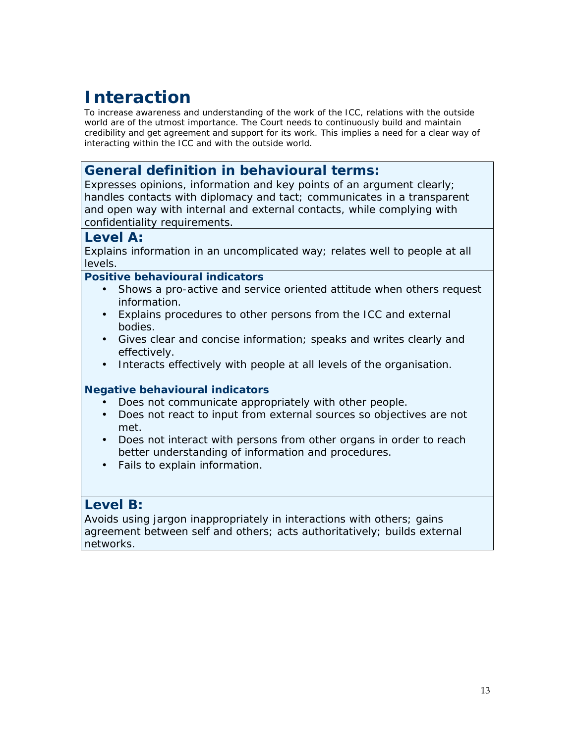# Interaction

To increase awareness and understanding of the work of the ICC, relations with the outside world are of the utmost importance. The Court needs to continuously build and maintain credibility and get agreement and support for its work. This implies a need for a clear way of interacting within the ICC and with the outside world.

## General definition in behavioural terms:

Expresses opinions, information and key points of an argument clearly; handles contacts with diplomacy and tact; communicates in a transparent and open way with internal and external contacts, while complying with confidentiality requirements.

## Level A:

Explains information in an uncomplicated way; relates well to people at all levels.

### Positive behavioural indicators

- Shows a pro-active and service oriented attitude when others request information.
- Explains procedures to other persons from the ICC and external bodies.
- Gives clear and concise information; speaks and writes clearly and effectively.
- Interacts effectively with people at all levels of the organisation.

### Negative behavioural indicators

- Does not communicate appropriately with other people.
- Does not react to input from external sources so objectives are not met.
- Does not interact with persons from other organs in order to reach better understanding of information and procedures.
- Fails to explain information.

## Level B:

Avoids using jargon inappropriately in interactions with others; gains agreement between self and others; acts authoritatively; builds external networks.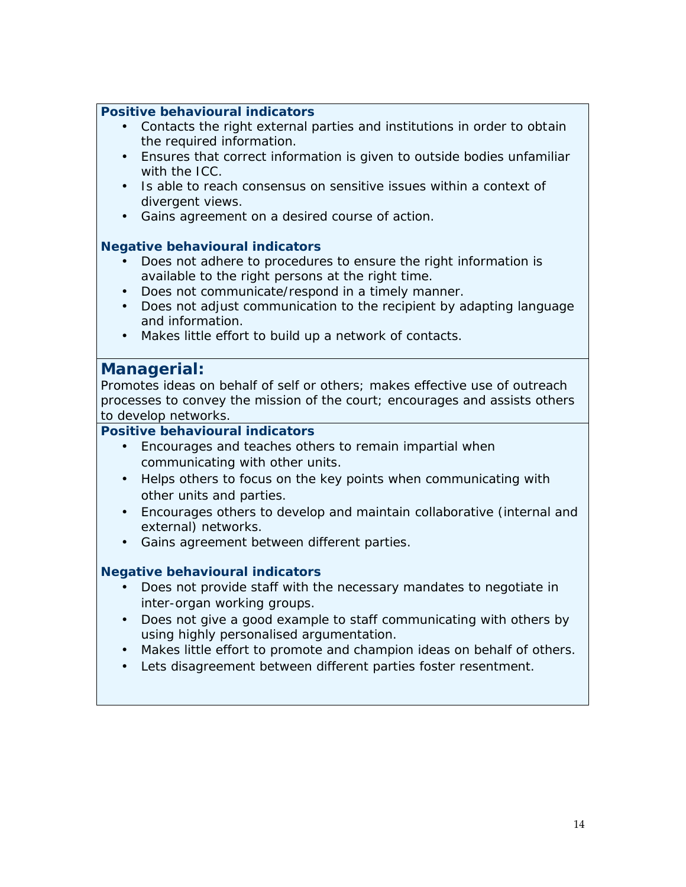**Positive behavioural indicators**

- Contacts the right external parties and institutions in order to obtain the required information.
- Ensures that correct information is given to outside bodies unfamiliar with the ICC.
- Is able to reach consensus on sensitive issues within a context of divergent views.
- Gains agreement on a desired course of action.

**Negative behavioural indicators**

- Does not adhere to procedures to ensure the right information is available to the right persons at the right time.
- Does not communicate/respond in a timely manner.
- Does not adjust communication to the recipient by adapting language and information.
- Makes little effort to build up a network of contacts.

## Managerial:

Promotes ideas on behalf of self or others; makes effective use of outreach processes to convey the mission of the court; encourages and assists others to develop networks.

**Positive behavioural indicators**

- Encourages and teaches others to remain impartial when communicating with other units.
- Helps others to focus on the key points when communicating with other units and parties.
- Encourages others to develop and maintain collaborative (internal and external) networks.
- Gains agreement between different parties.

**Negative behavioural indicators**

- Does not provide staff with the necessary mandates to negotiate in inter-organ working groups.
- Does not give a good example to staff communicating with others by using highly personalised argumentation.
- Makes little effort to promote and champion ideas on behalf of others.
- Lets disagreement between different parties foster resentment.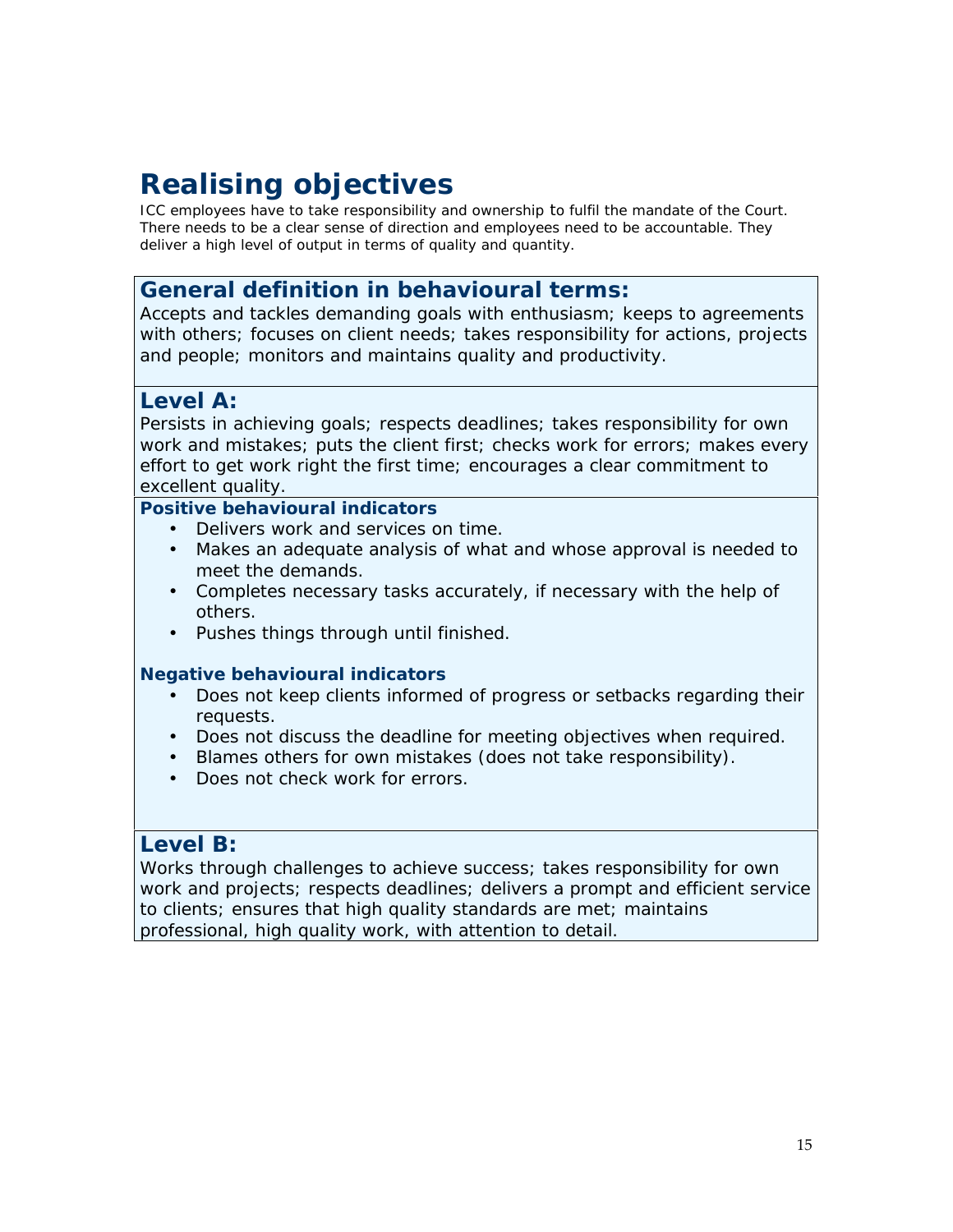# Realising objectives

ICC employees have to take responsibility and ownership to fulfil the mandate of the Court. There needs to be a clear sense of direction and employees need to be accountable. They deliver a high level of output in terms of quality and quantity.

## General definition in behavioural terms:

Accepts and tackles demanding goals with enthusiasm; keeps to agreements with others; focuses on client needs; takes responsibility for actions, projects and people; monitors and maintains quality and productivity.

## Level A:

Persists in achieving goals; respects deadlines; takes responsibility for own work and mistakes; puts the client first; checks work for errors; makes every effort to get work right the first time; encourages a clear commitment to excellent quality.

### Positive behavioural indicators

- Delivers work and services on time.
- Makes an adequate analysis of what and whose approval is needed to meet the demands.
- Completes necessary tasks accurately, if necessary with the help of others.
- Pushes things through until finished.

### Negative behavioural indicators

- Does not keep clients informed of progress or setbacks regarding their requests.
- Does not discuss the deadline for meeting objectives when required.
- Blames others for own mistakes (does not take responsibility).
- Does not check work for errors.

## Level B:

Works through challenges to achieve success; takes responsibility for own work and projects; respects deadlines; delivers a prompt and efficient service to clients; ensures that high quality standards are met; maintains professional, high quality work, with attention to detail.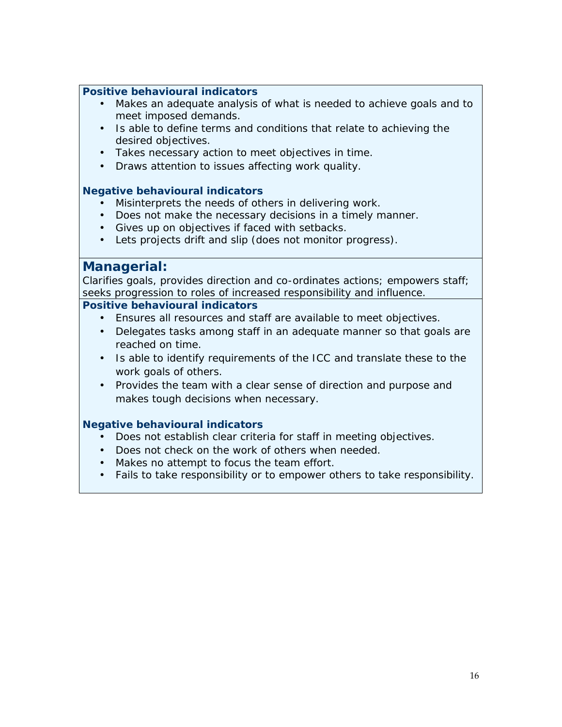**Positive behavioural indicators**

- Makes an adequate analysis of what is needed to achieve goals and to meet imposed demands.
- Is able to define terms and conditions that relate to achieving the desired objectives.
- Takes necessary action to meet objectives in time.
- Draws attention to issues affecting work quality.

**Negative behavioural indicators**

- Misinterprets the needs of others in delivering work.
- Does not make the necessary decisions in a timely manner.
- Gives up on objectives if faced with setbacks.
- Lets projects drift and slip (does not monitor progress).

## Managerial:

Clarifies goals, provides direction and co-ordinates actions; empowers staff; seeks progression to roles of increased responsibility and influence.

**Positive behavioural indicators**

- Ensures all resources and staff are available to meet objectives.
- Delegates tasks among staff in an adequate manner so that goals are reached on time.
- Is able to identify requirements of the ICC and translate these to the work goals of others.
- Provides the team with a clear sense of direction and purpose and makes tough decisions when necessary.

**Negative behavioural indicators**

- Does not establish clear criteria for staff in meeting objectives.
- Does not check on the work of others when needed.
- Makes no attempt to focus the team effort.
- Fails to take responsibility or to empower others to take responsibility.